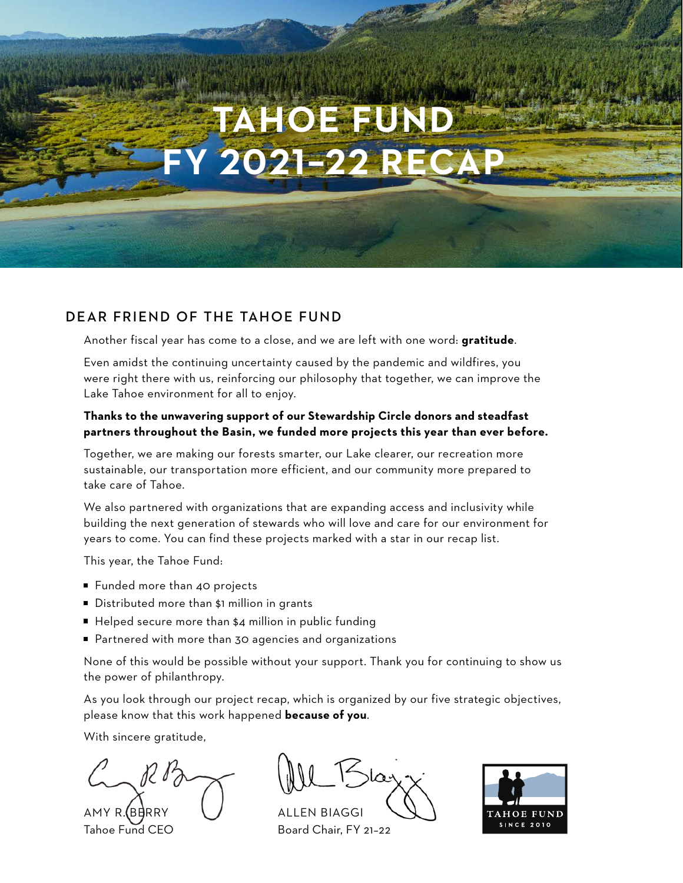# TAHOE FUND FY 2021–22 RECAP

## DEAR FRIEND OF THE TAHOE FUND

Another fiscal year has come to a close, and we are left with one word: **gratitude**.

Even amidst the continuing uncertainty caused by the pandemic and wildfires, you were right there with us, reinforcing our philosophy that together, we can improve the Lake Tahoe environment for all to enjoy.

**Thanks to the unwavering support of our Stewardship Circle donors and steadfast partners throughout the Basin, we funded more projects this year than ever before.**

Together, we are making our forests smarter, our Lake clearer, our recreation more sustainable, our transportation more efficient, and our community more prepared to take care of Tahoe.

We also partnered with organizations that are expanding access and inclusivity while building the next generation of stewards who will love and care for our environment for years to come. You can find these projects marked with a star in our recap list.

This year, the Tahoe Fund:

- Funded more than 40 projects
- Distributed more than $1 million in grants
- Helped secure more than $4 million in public funding
- Partnered with more than 30 agencies and organizations

None of this would be possible without your support. Thank you for continuing to show us the power of philanthropy.

As you look through our project recap, which is organized by our five strategic objectives, please know that this work happened **because of you**.

With sincere gratitude,

AMY R. BERRY
Tahoe Fund CEO

ALLEN BIAGGI
Board Chair, FY 21–22

TAHOE FUND
SINCE 2010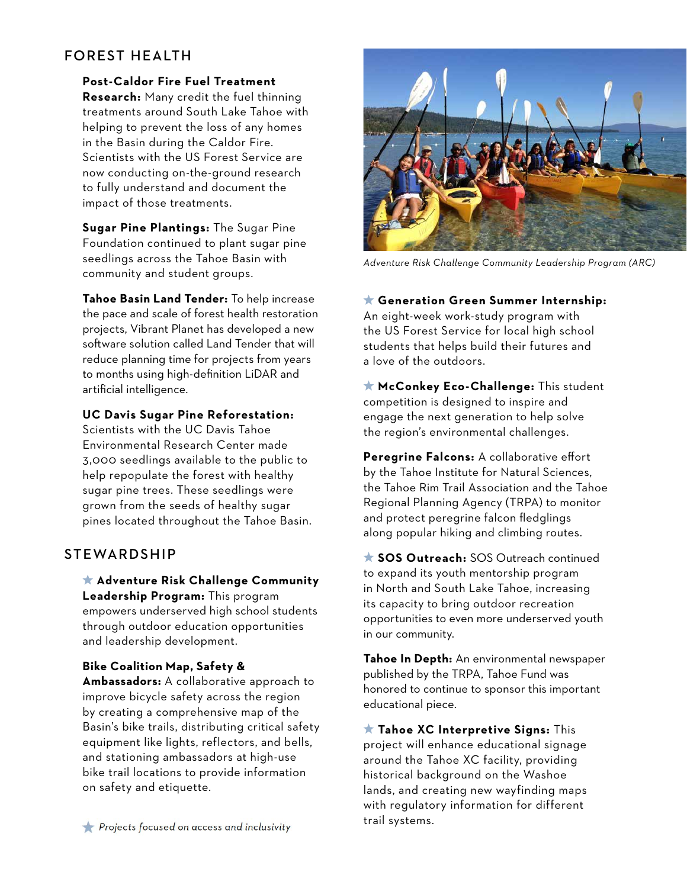## FOREST HEALTH

**Post-Caldor Fire Fuel Treatment Research:** Many credit the fuel thinning treatments around South Lake Tahoe with helping to prevent the loss of any homes in the Basin during the Caldor Fire. Scientists with the US Forest Service are now conducting on-the-ground research to fully understand and document the impact of those treatments.

**Sugar Pine Plantings:** The Sugar Pine Foundation continued to plant sugar pine seedlings across the Tahoe Basin with community and student groups.

**Tahoe Basin Land Tender:** To help increase the pace and scale of forest health restoration projects, Vibrant Planet has developed a new software solution called Land Tender that will reduce planning time for projects from years to months using high-definition LiDAR and artificial intelligence.

**UC Davis Sugar Pine Reforestation:** Scientists with the UC Davis Tahoe Environmental Research Center made 3,000 seedlings available to the public to help repopulate the forest with healthy sugar pine trees. These seedlings were grown from the seeds of healthy sugar pines located throughout the Tahoe Basin.

## STEWARDSHIP

★ **Adventure Risk Challenge Community Leadership Program:** This program empowers underserved high school students through outdoor education opportunities and leadership development.

**Bike Coalition Map, Safety & Ambassadors:** A collaborative approach to improve bicycle safety across the region by creating a comprehensive map of the Basin's bike trails, distributing critical safety equipment like lights, reflectors, and bells, and stationing ambassadors at high-use bike trail locations to provide information on safety and etiquette.

*Adventure Risk Challenge Community Leadership Program (ARC)*

★ **Generation Green Summer Internship:** An eight-week work-study program with the US Forest Service for local high school students that helps build their futures and a love of the outdoors.

★ **McConkey Eco-Challenge:** This student competition is designed to inspire and engage the next generation to help solve the region's environmental challenges.

**Peregrine Falcons:** A collaborative effort by the Tahoe Institute for Natural Sciences, the Tahoe Rim Trail Association and the Tahoe Regional Planning Agency (TRPA) to monitor and protect peregrine falcon fledglings along popular hiking and climbing routes.

★ **SOS Outreach:** SOS Outreach continued to expand its youth mentorship program in North and South Lake Tahoe, increasing its capacity to bring outdoor recreation opportunities to even more underserved youth in our community.

**Tahoe In Depth:** An environmental newspaper published by the TRPA, Tahoe Fund was honored to continue to sponsor this important educational piece.

★ **Tahoe XC Interpretive Signs:** This project will enhance educational signage around the Tahoe XC facility, providing historical background on the Washoe lands, and creating new wayfinding maps with regulatory information for different trail systems.

★ *Projects focused on access and inclusivity*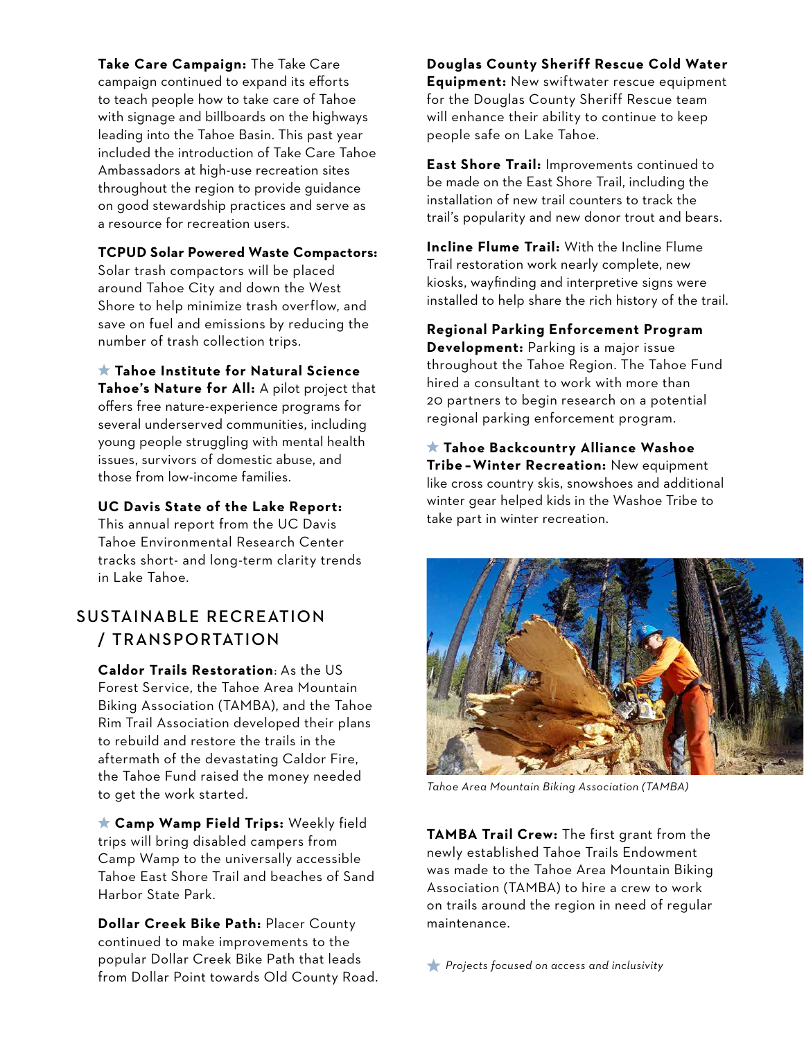**Take Care Campaign:** The Take Care campaign continued to expand its efforts to teach people how to take care of Tahoe with signage and billboards on the highways leading into the Tahoe Basin. This past year included the introduction of Take Care Tahoe Ambassadors at high-use recreation sites throughout the region to provide guidance on good stewardship practices and serve as a resource for recreation users.

**TCPUD Solar Powered Waste Compactors:** Solar trash compactors will be placed around Tahoe City and down the West Shore to help minimize trash overflow, and save on fuel and emissions by reducing the number of trash collection trips.

★ **Tahoe Institute for Natural Science Tahoe's Nature for All:** A pilot project that offers free nature-experience programs for several underserved communities, including young people struggling with mental health issues, survivors of domestic abuse, and those from low-income families.

**UC Davis State of the Lake Report:** This annual report from the UC Davis Tahoe Environmental Research Center tracks short- and long-term clarity trends in Lake Tahoe.

## SUSTAINABLE RECREATION / TRANSPORTATION

**Caldor Trails Restoration**: As the US Forest Service, the Tahoe Area Mountain Biking Association (TAMBA), and the Tahoe Rim Trail Association developed their plans to rebuild and restore the trails in the aftermath of the devastating Caldor Fire, the Tahoe Fund raised the money needed to get the work started.

★ **Camp Wamp Field Trips:** Weekly field trips will bring disabled campers from Camp Wamp to the universally accessible Tahoe East Shore Trail and beaches of Sand Harbor State Park.

**Dollar Creek Bike Path:** Placer County continued to make improvements to the popular Dollar Creek Bike Path that leads from Dollar Point towards Old County Road.

**Douglas County Sheriff Rescue Cold Water Equipment:** New swiftwater rescue equipment for the Douglas County Sheriff Rescue team will enhance their ability to continue to keep people safe on Lake Tahoe.

**East Shore Trail:** Improvements continued to be made on the East Shore Trail, including the installation of new trail counters to track the trail's popularity and new donor trout and bears.

**Incline Flume Trail:** With the Incline Flume Trail restoration work nearly complete, new kiosks, wayfinding and interpretive signs were installed to help share the rich history of the trail.

**Regional Parking Enforcement Program Development:** Parking is a major issue throughout the Tahoe Region. The Tahoe Fund hired a consultant to work with more than 20 partners to begin research on a potential regional parking enforcement program.

★ **Tahoe Backcountry Alliance Washoe Tribe – Winter Recreation:** New equipment like cross country skis, snowshoes and additional winter gear helped kids in the Washoe Tribe to take part in winter recreation.

*Tahoe Area Mountain Biking Association (TAMBA)*

**TAMBA Trail Crew:** The first grant from the newly established Tahoe Trails Endowment was made to the Tahoe Area Mountain Biking Association (TAMBA) to hire a crew to work on trails around the region in need of regular maintenance.

★ *Projects focused on access and inclusivity*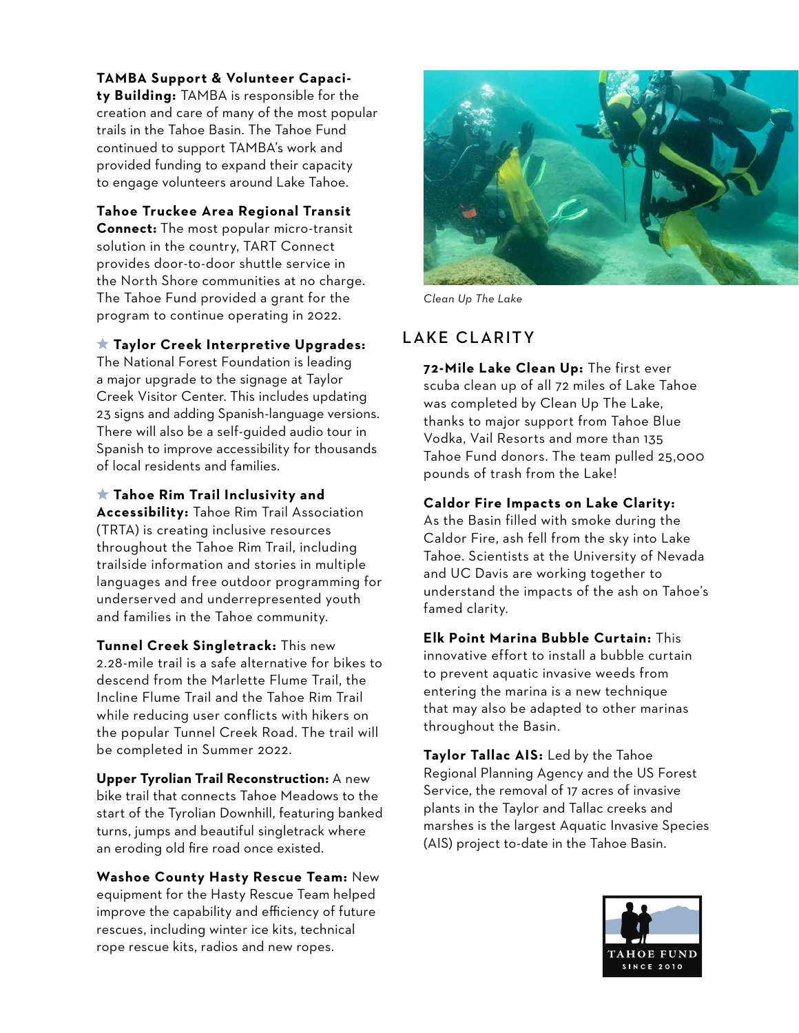**TAMBA Support & Volunteer Capacity Building:** TAMBA is responsible for the creation and care of many of the most popular trails in the Tahoe Basin. The Tahoe Fund continued to support TAMBA's work and provided funding to expand their capacity to engage volunteers around Lake Tahoe.

**Tahoe Truckee Area Regional Transit Connect:** The most popular micro-transit solution in the country, TART Connect provides door-to-door shuttle service in the North Shore communities at no charge. The Tahoe Fund provided a grant for the program to continue operating in 2022.

★ **Taylor Creek Interpretive Upgrades:** The National Forest Foundation is leading a major upgrade to the signage at Taylor Creek Visitor Center. This includes updating 23 signs and adding Spanish-language versions. There will also be a self-guided audio tour in Spanish to improve accessibility for thousands of local residents and families.

★ **Tahoe Rim Trail Inclusivity and Accessibility:** Tahoe Rim Trail Association (TRTA) is creating inclusive resources throughout the Tahoe Rim Trail, including trailside information and stories in multiple languages and free outdoor programming for underserved and underrepresented youth and families in the Tahoe community.

**Tunnel Creek Singletrack:** This new 2.28-mile trail is a safe alternative for bikes to descend from the Marlette Flume Trail, the Incline Flume Trail and the Tahoe Rim Trail while reducing user conflicts with hikers on the popular Tunnel Creek Road. The trail will be completed in Summer 2022.

**Upper Tyrolian Trail Reconstruction:** A new bike trail that connects Tahoe Meadows to the start of the Tyrolian Downhill, featuring banked turns, jumps and beautiful singletrack where an eroding old fire road once existed.

**Washoe County Hasty Rescue Team:** New equipment for the Hasty Rescue Team helped improve the capability and efficiency of future rescues, including winter ice kits, technical rope rescue kits, radios and new ropes.

*Clean Up The Lake*

## LAKE CLARITY

**72-Mile Lake Clean Up:** The first ever scuba clean up of all 72 miles of Lake Tahoe was completed by Clean Up The Lake, thanks to major support from Tahoe Blue Vodka, Vail Resorts and more than 135 Tahoe Fund donors. The team pulled 25,000 pounds of trash from the Lake!

**Caldor Fire Impacts on Lake Clarity:** As the Basin filled with smoke during the Caldor Fire, ash fell from the sky into Lake Tahoe. Scientists at the University of Nevada and UC Davis are working together to understand the impacts of the ash on Tahoe's famed clarity.

**Elk Point Marina Bubble Curtain:** This innovative effort to install a bubble curtain to prevent aquatic invasive weeds from entering the marina is a new technique that may also be adapted to other marinas throughout the Basin.

**Taylor Tallac AIS:** Led by the Tahoe Regional Planning Agency and the US Forest Service, the removal of 17 acres of invasive plants in the Taylor and Tallac creeks and marshes is the largest Aquatic Invasive Species (AIS) project to-date in the Tahoe Basin.

TAHOE FUND
SINCE 2010